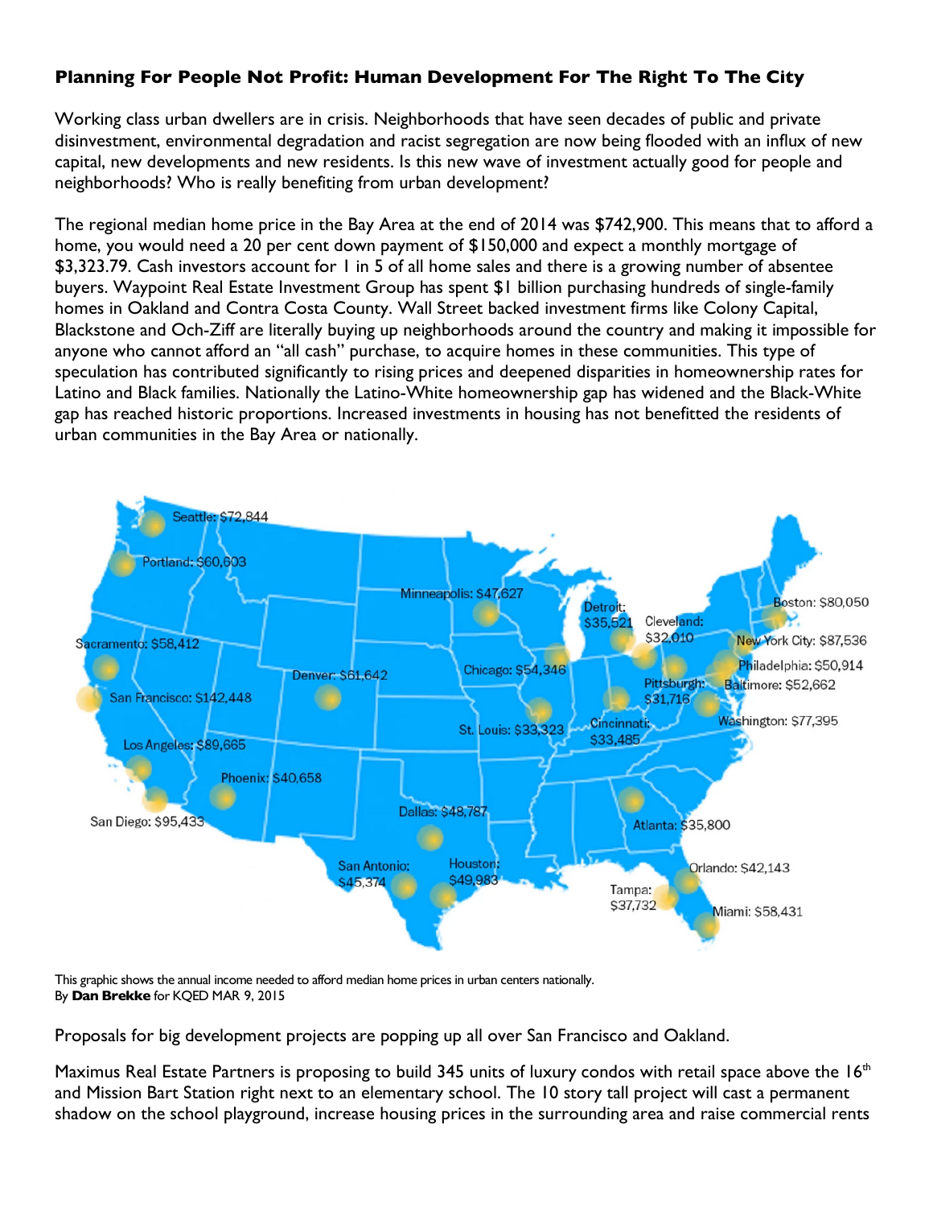## Planning For People Not Profit: Human Development For The Right To The City

Working class urban dwellers are in crisis. Neighborhoods that have seen decades of public and private disinvestment, environmental degradation and racist segregation are now being flooded with an influx of new capital, new developments and new residents. Is this new wave of investment actually good for people and neighborhoods? Who is really benefiting from urban development?

The regional median home price in the Bay Area at the end of 2014 was $742,900. This means that to afford a home, you would need a 20 per cent down payment of $150,000 and expect a monthly mortgage of $3,323.79. Cash investors account for 1 in 5 of all home sales and there is a growing number of absentee buyers. Waypoint Real Estate Investment Group has spent $1 billion purchasing hundreds of single-family homes in Oakland and Contra Costa County. Wall Street backed investment firms like Colony Capital, Blackstone and Och-Ziff are literally buying up neighborhoods around the country and making it impossible for anyone who cannot afford an "all cash" purchase, to acquire homes in these communities. This type of speculation has contributed significantly to rising prices and deepened disparities in homeownership rates for Latino and Black families. Nationally the Latino-White homeownership gap has widened and the Black-White gap has reached historic proportions. Increased investments in housing has not benefitted the residents of urban communities in the Bay Area or nationally.

Seattle: $72,844
Portland: $60,603
Sacramento: $58,412
San Francisco: $142,448
Los Angeles: $89,665
San Diego: $95,433
Phoenix: $40,658
Denver: $61,642
Minneapolis: $47,627
Chicago: $54,346
St. Louis: $33,323
Dallas: $48,787
San Antonio: $45,374
Houston: $49,983
Detroit: $35,521
Cleveland: $32,010
Pittsburgh: $31,716
Cincinnati: $33,485
Atlanta: $35,800
Orlando: $42,143
Tampa: $37,732
Miami: $58,431
Boston: $80,050
New York City: $87,536
Philadelphia: $50,914
Baltimore: $52,662
Washington: $77,395

This graphic shows the annual income needed to afford median home prices in urban centers nationally.
By **Dan Brekke** for KQED MAR 9, 2015

Proposals for big development projects are popping up all over San Francisco and Oakland.

Maximus Real Estate Partners is proposing to build 345 units of luxury condos with retail space above the 16th and Mission Bart Station right next to an elementary school. The 10 story tall project will cast a permanent shadow on the school playground, increase housing prices in the surrounding area and raise commercial rents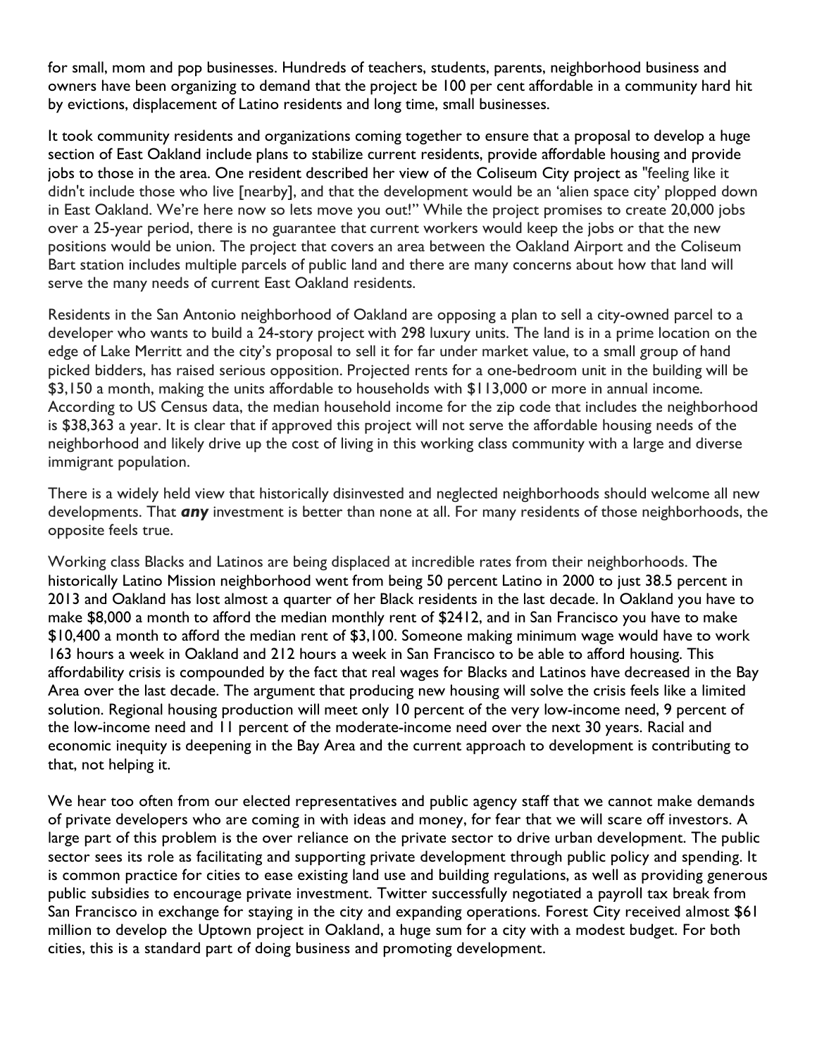for small, mom and pop businesses. Hundreds of teachers, students, parents, neighborhood business and owners have been organizing to demand that the project be 100 per cent affordable in a community hard hit by evictions, displacement of Latino residents and long time, small businesses.

It took community residents and organizations coming together to ensure that a proposal to develop a huge section of East Oakland include plans to stabilize current residents, provide affordable housing and provide jobs to those in the area. One resident described her view of the Coliseum City project as "feeling like it didn't include those who live [nearby], and that the development would be an 'alien space city' plopped down in East Oakland. We're here now so lets move you out!" While the project promises to create 20,000 jobs over a 25-year period, there is no guarantee that current workers would keep the jobs or that the new positions would be union. The project that covers an area between the Oakland Airport and the Coliseum Bart station includes multiple parcels of public land and there are many concerns about how that land will serve the many needs of current East Oakland residents.

Residents in the San Antonio neighborhood of Oakland are opposing a plan to sell a city-owned parcel to a developer who wants to build a 24-story project with 298 luxury units. The land is in a prime location on the edge of Lake Merritt and the city's proposal to sell it for far under market value, to a small group of hand picked bidders, has raised serious opposition. Projected rents for a one-bedroom unit in the building will be $3,150 a month, making the units affordable to households with $113,000 or more in annual income. According to US Census data, the median household income for the zip code that includes the neighborhood is $38,363 a year. It is clear that if approved this project will not serve the affordable housing needs of the neighborhood and likely drive up the cost of living in this working class community with a large and diverse immigrant population.

There is a widely held view that historically disinvested and neglected neighborhoods should welcome all new developments. That ***any*** investment is better than none at all. For many residents of those neighborhoods, the opposite feels true.

Working class Blacks and Latinos are being displaced at incredible rates from their neighborhoods. The historically Latino Mission neighborhood went from being 50 percent Latino in 2000 to just 38.5 percent in 2013 and Oakland has lost almost a quarter of her Black residents in the last decade. In Oakland you have to make $8,000 a month to afford the median monthly rent of $2412, and in San Francisco you have to make $10,400 a month to afford the median rent of $3,100. Someone making minimum wage would have to work 163 hours a week in Oakland and 212 hours a week in San Francisco to be able to afford housing. This affordability crisis is compounded by the fact that real wages for Blacks and Latinos have decreased in the Bay Area over the last decade. The argument that producing new housing will solve the crisis feels like a limited solution. Regional housing production will meet only 10 percent of the very low-income need, 9 percent of the low-income need and 11 percent of the moderate-income need over the next 30 years. Racial and economic inequity is deepening in the Bay Area and the current approach to development is contributing to that, not helping it.

We hear too often from our elected representatives and public agency staff that we cannot make demands of private developers who are coming in with ideas and money, for fear that we will scare off investors. A large part of this problem is the over reliance on the private sector to drive urban development. The public sector sees its role as facilitating and supporting private development through public policy and spending. It is common practice for cities to ease existing land use and building regulations, as well as providing generous public subsidies to encourage private investment. Twitter successfully negotiated a payroll tax break from San Francisco in exchange for staying in the city and expanding operations. Forest City received almost $61 million to develop the Uptown project in Oakland, a huge sum for a city with a modest budget. For both cities, this is a standard part of doing business and promoting development.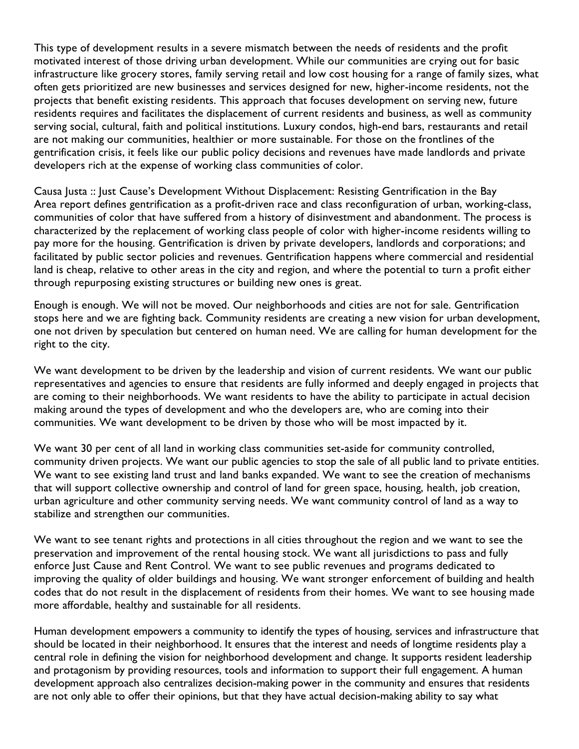This type of development results in a severe mismatch between the needs of residents and the profit motivated interest of those driving urban development. While our communities are crying out for basic infrastructure like grocery stores, family serving retail and low cost housing for a range of family sizes, what often gets prioritized are new businesses and services designed for new, higher-income residents, not the projects that benefit existing residents. This approach that focuses development on serving new, future residents requires and facilitates the displacement of current residents and business, as well as community serving social, cultural, faith and political institutions. Luxury condos, high-end bars, restaurants and retail are not making our communities, healthier or more sustainable. For those on the frontlines of the gentrification crisis, it feels like our public policy decisions and revenues have made landlords and private developers rich at the expense of working class communities of color.

Causa Justa :: Just Cause's Development Without Displacement: Resisting Gentrification in the Bay Area report defines gentrification as a profit-driven race and class reconfiguration of urban, working-class, communities of color that have suffered from a history of disinvestment and abandonment. The process is characterized by the replacement of working class people of color with higher-income residents willing to pay more for the housing. Gentrification is driven by private developers, landlords and corporations; and facilitated by public sector policies and revenues. Gentrification happens where commercial and residential land is cheap, relative to other areas in the city and region, and where the potential to turn a profit either through repurposing existing structures or building new ones is great.

Enough is enough. We will not be moved. Our neighborhoods and cities are not for sale. Gentrification stops here and we are fighting back. Community residents are creating a new vision for urban development, one not driven by speculation but centered on human need. We are calling for human development for the right to the city.

We want development to be driven by the leadership and vision of current residents. We want our public representatives and agencies to ensure that residents are fully informed and deeply engaged in projects that are coming to their neighborhoods. We want residents to have the ability to participate in actual decision making around the types of development and who the developers are, who are coming into their communities. We want development to be driven by those who will be most impacted by it.

We want 30 per cent of all land in working class communities set-aside for community controlled, community driven projects. We want our public agencies to stop the sale of all public land to private entities. We want to see existing land trust and land banks expanded. We want to see the creation of mechanisms that will support collective ownership and control of land for green space, housing, health, job creation, urban agriculture and other community serving needs. We want community control of land as a way to stabilize and strengthen our communities.

We want to see tenant rights and protections in all cities throughout the region and we want to see the preservation and improvement of the rental housing stock. We want all jurisdictions to pass and fully enforce Just Cause and Rent Control. We want to see public revenues and programs dedicated to improving the quality of older buildings and housing. We want stronger enforcement of building and health codes that do not result in the displacement of residents from their homes. We want to see housing made more affordable, healthy and sustainable for all residents.

Human development empowers a community to identify the types of housing, services and infrastructure that should be located in their neighborhood. It ensures that the interest and needs of longtime residents play a central role in defining the vision for neighborhood development and change. It supports resident leadership and protagonism by providing resources, tools and information to support their full engagement. A human development approach also centralizes decision-making power in the community and ensures that residents are not only able to offer their opinions, but that they have actual decision-making ability to say what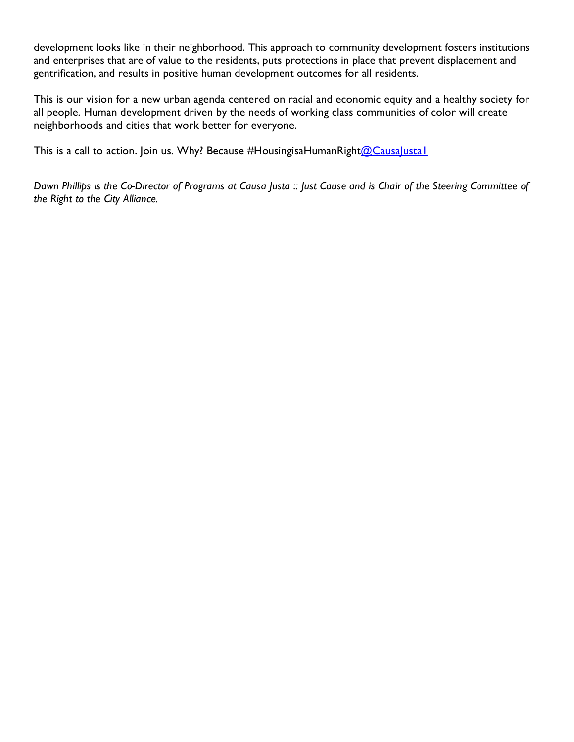development looks like in their neighborhood. This approach to community development fosters institutions and enterprises that are of value to the residents, puts protections in place that prevent displacement and gentrification, and results in positive human development outcomes for all residents.

This is our vision for a new urban agenda centered on racial and economic equity and a healthy society for all people. Human development driven by the needs of working class communities of color will create neighborhoods and cities that work better for everyone.

This is a call to action. Join us. Why? Because #HousingisaHumanRight@CausaJusta1

*Dawn Phillips is the Co-Director of Programs at Causa Justa :: Just Cause and is Chair of the Steering Committee of the Right to the City Alliance.*